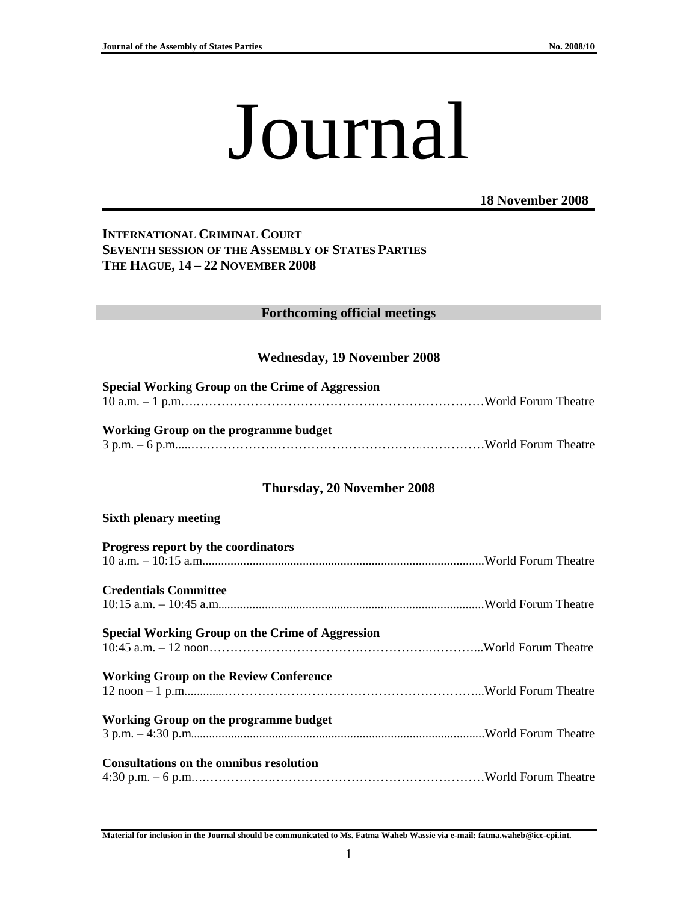# Journal

**18 November 2008**

**INTERNATIONAL CRIMINAL COURT**
**SEVENTH SESSION OF THE ASSEMBLY OF STATES PARTIES**
**THE HAGUE, 14 – 22 NOVEMBER 2008**

## Forthcoming official meetings

### Wednesday, 19 November 2008

**Special Working Group on the Crime of Aggression**
10 a.m. – 1 p.m. …………………………………………………………………World Forum Theatre

**Working Group on the programme budget**
3 p.m. – 6 p.m. …………………………………………………………………World Forum Theatre

### Thursday, 20 November 2008

**Sixth plenary meeting**

**Progress report by the coordinators**
10 a.m. – 10:15 a.m. …………………………………………………………………World Forum Theatre

**Credentials Committee**
10:15 a.m. – 10:45 a.m. …………………………………………………………………World Forum Theatre

**Special Working Group on the Crime of Aggression**
10:45 a.m. – 12 noon …………………………………………………………………World Forum Theatre

**Working Group on the Review Conference**
12 noon – 1 p.m. …………………………………………………………………World Forum Theatre

**Working Group on the programme budget**
3 p.m. – 4:30 p.m. …………………………………………………………………World Forum Theatre

**Consultations on the omnibus resolution**
4:30 p.m. – 6 p.m. …………………………………………………………………World Forum Theatre

**Material for inclusion in the Journal should be communicated to Ms. Fatma Waheb Wassie via e-mail: fatma.waheb@icc-cpi.int.**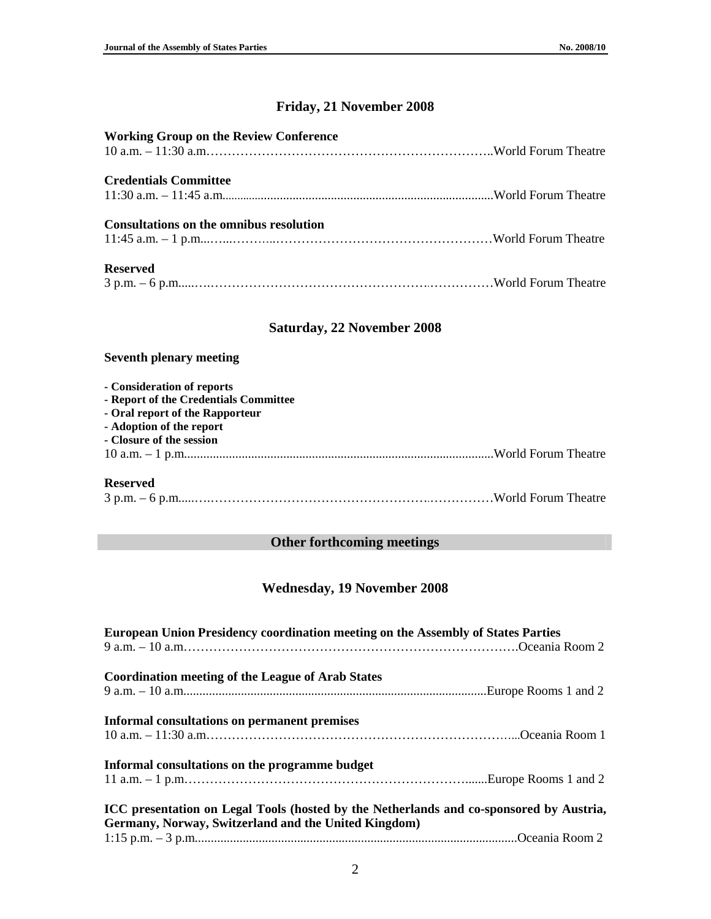## Friday, 21 November 2008

**Working Group on the Review Conference**
10 a.m. – 11:30 a.m.……………………………………………………………..World Forum Theatre

**Credentials Committee**
11:30 a.m. – 11:45 a.m......................................................................................World Forum Theatre

**Consultations on the omnibus resolution**
11:45 a.m. – 1 p.m...…...………..……………………………………………World Forum Theatre

**Reserved**
3 p.m. – 6 p.m.....….…………………………………………….……………World Forum Theatre

## Saturday, 22 November 2008

**Seventh plenary meeting**

- **Consideration of reports**
- **Report of the Credentials Committee**
- **Oral report of the Rapporteur**
- **Adoption of the report**
- **Closure of the session**

10 a.m. – 1 p.m.................................................................................................World Forum Theatre

**Reserved**
3 p.m. – 6 p.m.....….…………………………………………….……………World Forum Theatre

## Other forthcoming meetings

## Wednesday, 19 November 2008

**European Union Presidency coordination meeting on the Assembly of States Parties**
9 a.m. – 10 a.m…………………………………………………………………….Oceania Room 2

**Coordination meeting of the League of Arab States**
9 a.m. – 10 a.m................................................................................................Europe Rooms 1 and 2

**Informal consultations on permanent premises**
10 a.m. – 11:30 a.m…………………………………………………………………...Oceania Room 1

**Informal consultations on the programme budget**
11 a.m. – 1 p.m……………………………………………………………......Europe Rooms 1 and 2

**ICC presentation on Legal Tools (hosted by the Netherlands and co-sponsored by Austria, Germany, Norway, Switzerland and the United Kingdom)**
1:15 p.m. – 3 p.m.....................................................................................................Oceania Room 2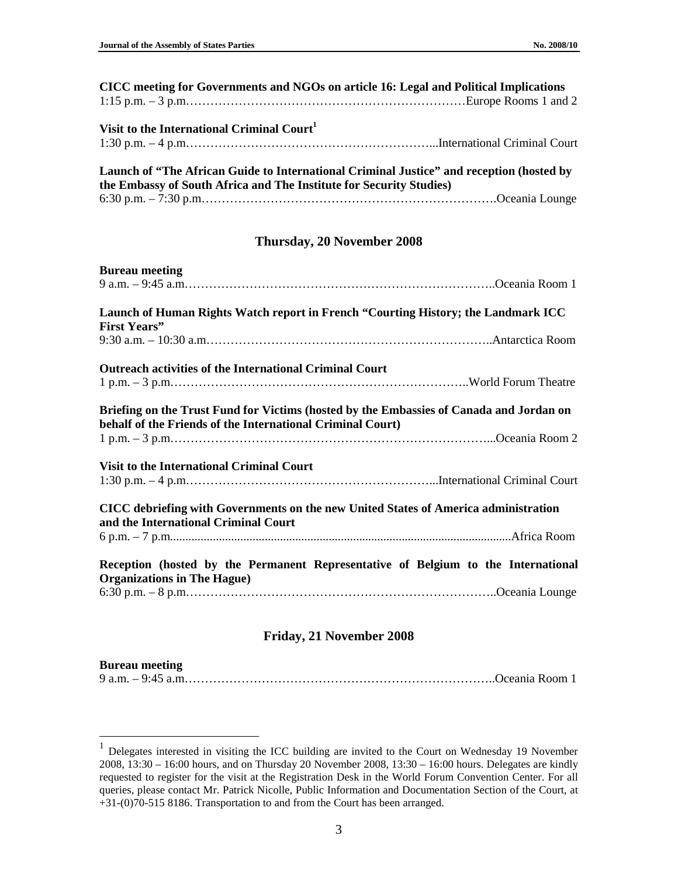**CICC meeting for Governments and NGOs on article 16: Legal and Political Implications**
1:15 p.m. – 3 p.m.……………………………………………………………Europe Rooms 1 and 2

**Visit to the International Criminal Court**[1]
1:30 p.m. – 4 p.m.……………………………………………………...International Criminal Court

**Launch of "The African Guide to International Criminal Justice" and reception (hosted by the Embassy of South Africa and The Institute for Security Studies)**
6:30 p.m. – 7:30 p.m……………………………………………………………….Oceania Lounge

## Thursday, 20 November 2008

**Bureau meeting**
9 a.m. – 9:45 a.m…………………………………………………………………..Oceania Room 1

**Launch of Human Rights Watch report in French "Courting History; the Landmark ICC First Years"**
9:30 a.m. – 10:30 a.m……………………………………………………………..Antarctica Room

**Outreach activities of the International Criminal Court**
1 p.m. – 3 p.m.………………………………………………………………..World Forum Theatre

**Briefing on the Trust Fund for Victims (hosted by the Embassies of Canada and Jordan on behalf of the Friends of the International Criminal Court)**
1 p.m. – 3 p.m.…………………………………………………………………...Oceania Room 2

**Visit to the International Criminal Court**
1:30 p.m. – 4 p.m.……………………………………………………...International Criminal Court

**CICC debriefing with Governments on the new United States of America administration and the International Criminal Court**
6 p.m. – 7 p.m...............................................................................................................Africa Room

**Reception (hosted by the Permanent Representative of Belgium to the International Organizations in The Hague)**
6:30 p.m. – 8 p.m…………………………………………………………………..Oceania Lounge

## Friday, 21 November 2008

**Bureau meeting**
9 a.m. – 9:45 a.m…………………………………………………………………..Oceania Room 1

---

[1] Delegates interested in visiting the ICC building are invited to the Court on Wednesday 19 November 2008, 13:30 – 16:00 hours, and on Thursday 20 November 2008, 13:30 – 16:00 hours. Delegates are kindly requested to register for the visit at the Registration Desk in the World Forum Convention Center. For all queries, please contact Mr. Patrick Nicolle, Public Information and Documentation Section of the Court, at +31-(0)70-515 8186. Transportation to and from the Court has been arranged.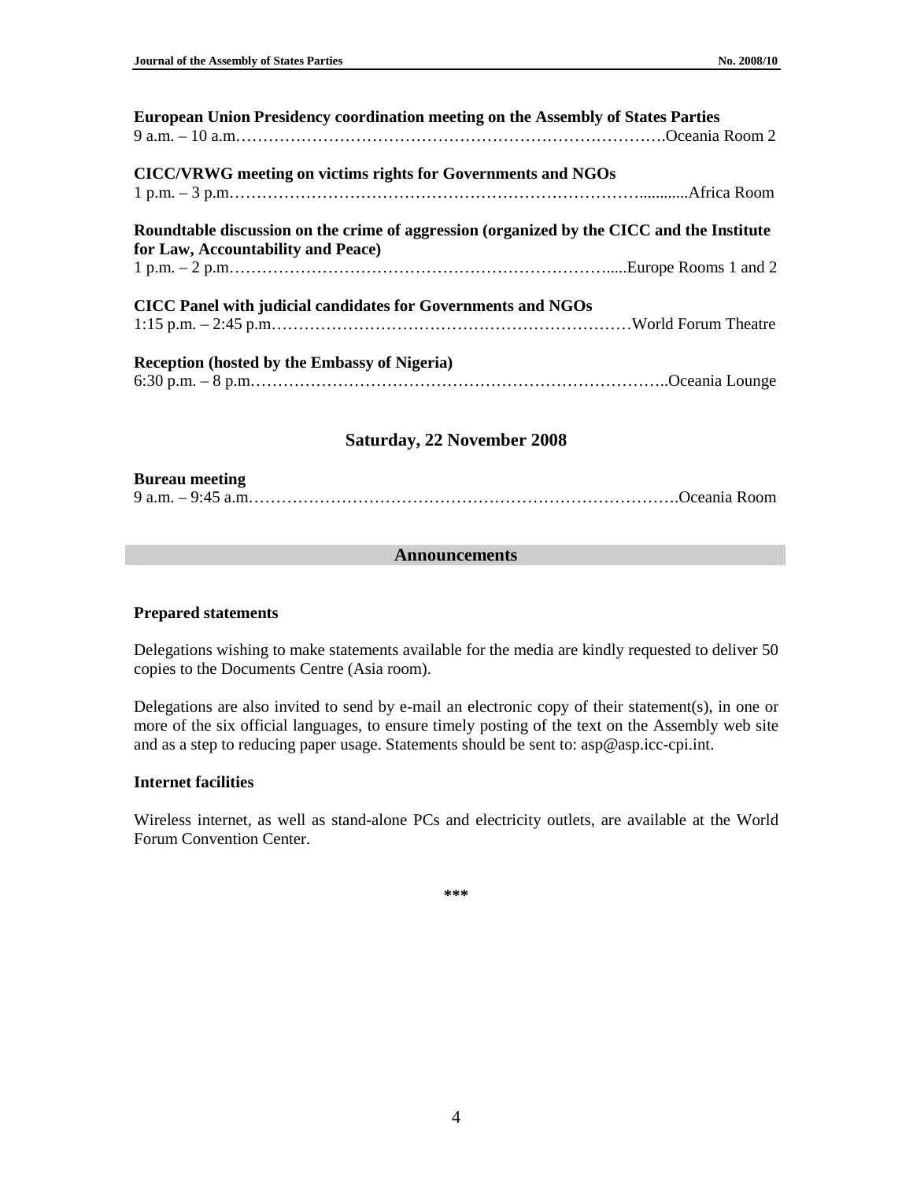**European Union Presidency coordination meeting on the Assembly of States Parties**
9 a.m. – 10 a.m.……………………………………………………………………….Oceania Room 2

**CICC/VRWG meeting on victims rights for Governments and NGOs**
1 p.m. – 3 p.m.…………………………………………………………………...........Africa Room

**Roundtable discussion on the crime of aggression (organized by the CICC and the Institute for Law, Accountability and Peace)**
1 p.m. – 2 p.m.……………………………………………………………….....Europe Rooms 1 and 2

**CICC Panel with judicial candidates for Governments and NGOs**
1:15 p.m. – 2:45 p.m…………………………………………………………World Forum Theatre

**Reception (hosted by the Embassy of Nigeria)**
6:30 p.m. – 8 p.m.……………………………………………………………………..Oceania Lounge

## Saturday, 22 November 2008

**Bureau meeting**
9 a.m. – 9:45 a.m.……………………………………………………………………….Oceania Room

## Announcements

**Prepared statements**

Delegations wishing to make statements available for the media are kindly requested to deliver 50 copies to the Documents Centre (Asia room).

Delegations are also invited to send by e-mail an electronic copy of their statement(s), in one or more of the six official languages, to ensure timely posting of the text on the Assembly web site and as a step to reducing paper usage. Statements should be sent to: asp@asp.icc-cpi.int.

**Internet facilities**

Wireless internet, as well as stand-alone PCs and electricity outlets, are available at the World Forum Convention Center.

***